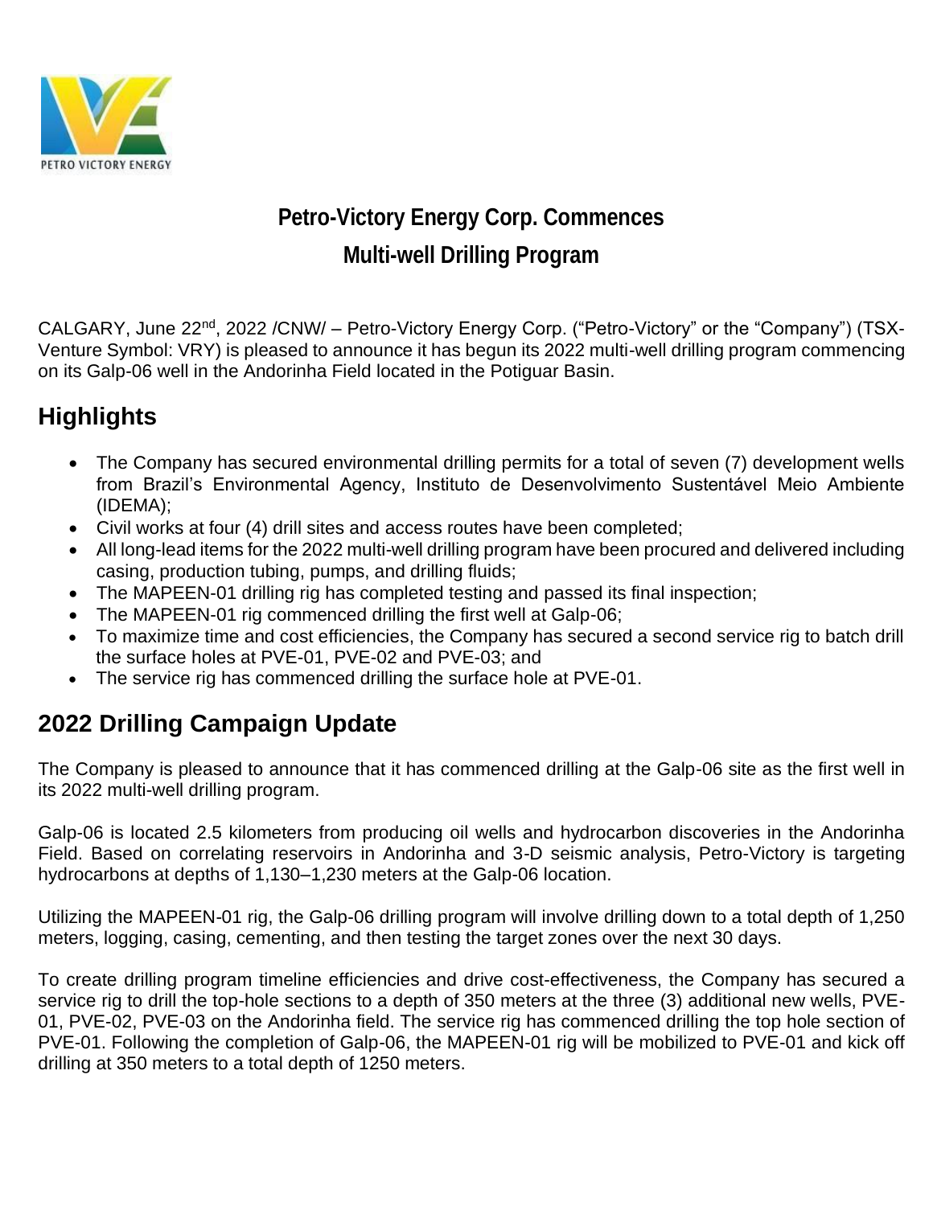PETRO VICTORY ENERGY

# Petro-Victory Energy Corp. Commences Multi-well Drilling Program

CALGARY, June 22nd, 2022 /CNW/ – Petro-Victory Energy Corp. ("Petro-Victory" or the "Company") (TSX-Venture Symbol: VRY) is pleased to announce it has begun its 2022 multi-well drilling program commencing on its Galp-06 well in the Andorinha Field located in the Potiguar Basin.

## Highlights

- The Company has secured environmental drilling permits for a total of seven (7) development wells from Brazil's Environmental Agency, Instituto de Desenvolvimento Sustentável Meio Ambiente (IDEMA);
- Civil works at four (4) drill sites and access routes have been completed;
- All long-lead items for the 2022 multi-well drilling program have been procured and delivered including casing, production tubing, pumps, and drilling fluids;
- The MAPEEN-01 drilling rig has completed testing and passed its final inspection;
- The MAPEEN-01 rig commenced drilling the first well at Galp-06;
- To maximize time and cost efficiencies, the Company has secured a second service rig to batch drill the surface holes at PVE-01, PVE-02 and PVE-03; and
- The service rig has commenced drilling the surface hole at PVE-01.

## 2022 Drilling Campaign Update

The Company is pleased to announce that it has commenced drilling at the Galp-06 site as the first well in its 2022 multi-well drilling program.

Galp-06 is located 2.5 kilometers from producing oil wells and hydrocarbon discoveries in the Andorinha Field. Based on correlating reservoirs in Andorinha and 3-D seismic analysis, Petro-Victory is targeting hydrocarbons at depths of 1,130–1,230 meters at the Galp-06 location.

Utilizing the MAPEEN-01 rig, the Galp-06 drilling program will involve drilling down to a total depth of 1,250 meters, logging, casing, cementing, and then testing the target zones over the next 30 days.

To create drilling program timeline efficiencies and drive cost-effectiveness, the Company has secured a service rig to drill the top-hole sections to a depth of 350 meters at the three (3) additional new wells, PVE-01, PVE-02, PVE-03 on the Andorinha field. The service rig has commenced drilling the top hole section of PVE-01. Following the completion of Galp-06, the MAPEEN-01 rig will be mobilized to PVE-01 and kick off drilling at 350 meters to a total depth of 1250 meters.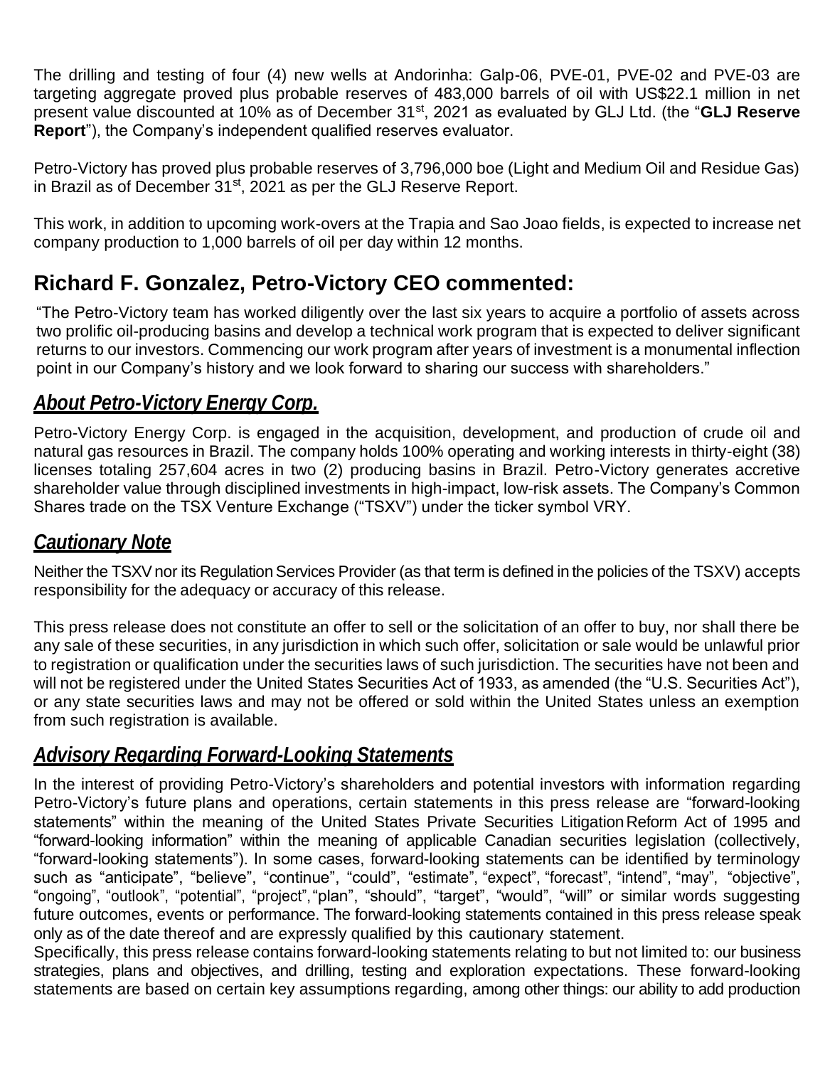The drilling and testing of four (4) new wells at Andorinha: Galp-06, PVE-01, PVE-02 and PVE-03 are targeting aggregate proved plus probable reserves of 483,000 barrels of oil with US$22.1 million in net present value discounted at 10% as of December 31st, 2021 as evaluated by GLJ Ltd. (the "**GLJ Reserve Report**"), the Company's independent qualified reserves evaluator.

Petro-Victory has proved plus probable reserves of 3,796,000 boe (Light and Medium Oil and Residue Gas) in Brazil as of December 31st, 2021 as per the GLJ Reserve Report.

This work, in addition to upcoming work-overs at the Trapia and Sao Joao fields, is expected to increase net company production to 1,000 barrels of oil per day within 12 months.

## Richard F. Gonzalez, Petro-Victory CEO commented:

"The Petro-Victory team has worked diligently over the last six years to acquire a portfolio of assets across two prolific oil-producing basins and develop a technical work program that is expected to deliver significant returns to our investors. Commencing our work program after years of investment is a monumental inflection point in our Company's history and we look forward to sharing our success with shareholders."

## *About Petro-Victory Energy Corp.*

Petro-Victory Energy Corp. is engaged in the acquisition, development, and production of crude oil and natural gas resources in Brazil. The company holds 100% operating and working interests in thirty-eight (38) licenses totaling 257,604 acres in two (2) producing basins in Brazil. Petro-Victory generates accretive shareholder value through disciplined investments in high-impact, low-risk assets. The Company's Common Shares trade on the TSX Venture Exchange ("TSXV") under the ticker symbol VRY.

## *Cautionary Note*

Neither the TSXV nor its Regulation Services Provider (as that term is defined in the policies of the TSXV) accepts responsibility for the adequacy or accuracy of this release.

This press release does not constitute an offer to sell or the solicitation of an offer to buy, nor shall there be any sale of these securities, in any jurisdiction in which such offer, solicitation or sale would be unlawful prior to registration or qualification under the securities laws of such jurisdiction. The securities have not been and will not be registered under the United States Securities Act of 1933, as amended (the "U.S. Securities Act"), or any state securities laws and may not be offered or sold within the United States unless an exemption from such registration is available.

## *Advisory Regarding Forward-Looking Statements*

In the interest of providing Petro-Victory's shareholders and potential investors with information regarding Petro-Victory's future plans and operations, certain statements in this press release are "forward-looking statements" within the meaning of the United States Private Securities Litigation Reform Act of 1995 and "forward-looking information" within the meaning of applicable Canadian securities legislation (collectively, "forward-looking statements"). In some cases, forward-looking statements can be identified by terminology such as "anticipate", "believe", "continue", "could", "estimate", "expect", "forecast", "intend", "may", "objective", "ongoing", "outlook", "potential", "project", "plan", "should", "target", "would", "will" or similar words suggesting future outcomes, events or performance. The forward-looking statements contained in this press release speak only as of the date thereof and are expressly qualified by this cautionary statement.

Specifically, this press release contains forward-looking statements relating to but not limited to: our business strategies, plans and objectives, and drilling, testing and exploration expectations. These forward-looking statements are based on certain key assumptions regarding, among other things: our ability to add production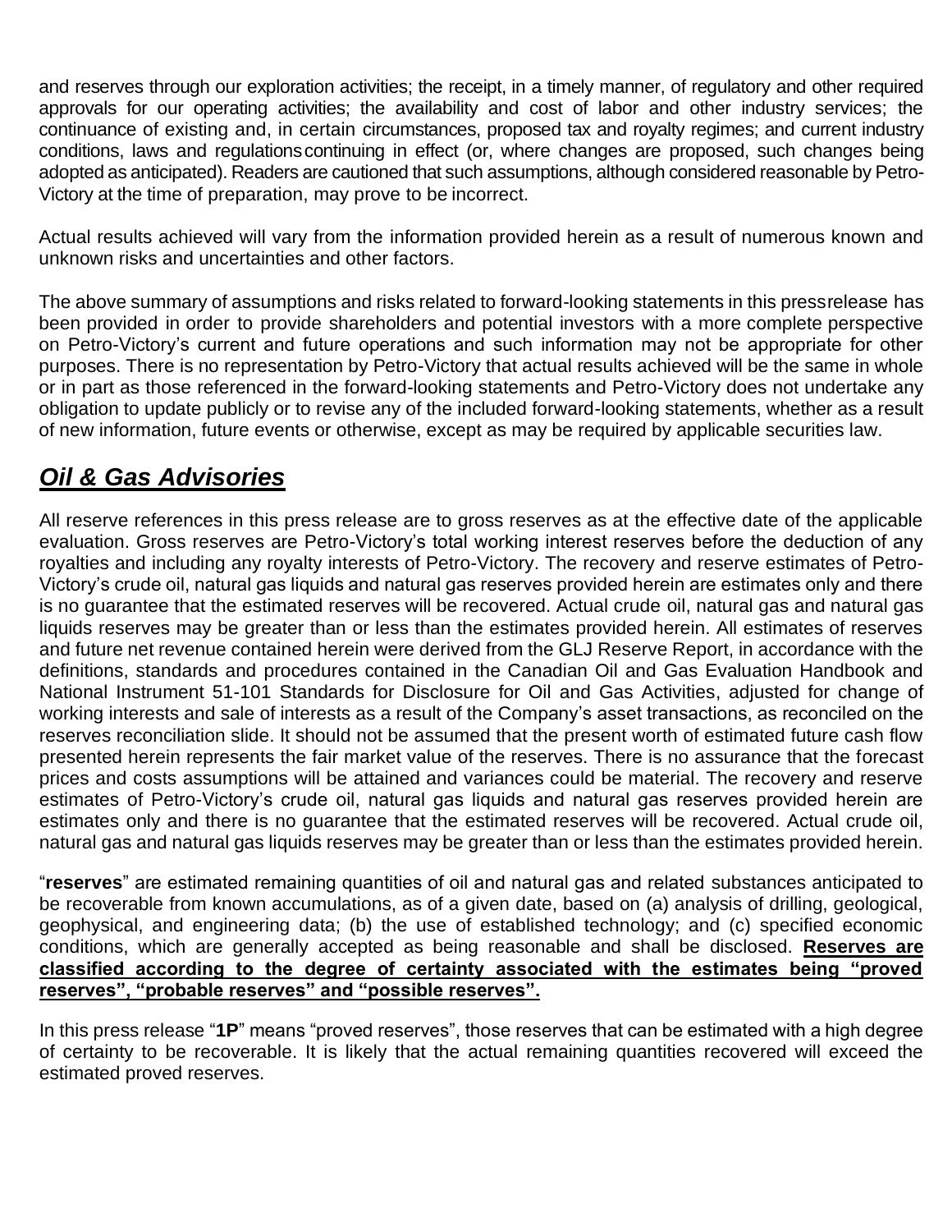and reserves through our exploration activities; the receipt, in a timely manner, of regulatory and other required approvals for our operating activities; the availability and cost of labor and other industry services; the continuance of existing and, in certain circumstances, proposed tax and royalty regimes; and current industry conditions, laws and regulationscontinuing in effect (or, where changes are proposed, such changes being adopted as anticipated). Readers are cautioned that such assumptions, although considered reasonable by Petro-Victory at the time of preparation, may prove to be incorrect.

Actual results achieved will vary from the information provided herein as a result of numerous known and unknown risks and uncertainties and other factors.

The above summary of assumptions and risks related to forward-looking statements in this pressrelease has been provided in order to provide shareholders and potential investors with a more complete perspective on Petro-Victory's current and future operations and such information may not be appropriate for other purposes. There is no representation by Petro-Victory that actual results achieved will be the same in whole or in part as those referenced in the forward-looking statements and Petro-Victory does not undertake any obligation to update publicly or to revise any of the included forward-looking statements, whether as a result of new information, future events or otherwise, except as may be required by applicable securities law.

## ***Oil & Gas Advisories***

All reserve references in this press release are to gross reserves as at the effective date of the applicable evaluation. Gross reserves are Petro-Victory's total working interest reserves before the deduction of any royalties and including any royalty interests of Petro-Victory. The recovery and reserve estimates of Petro-Victory's crude oil, natural gas liquids and natural gas reserves provided herein are estimates only and there is no guarantee that the estimated reserves will be recovered. Actual crude oil, natural gas and natural gas liquids reserves may be greater than or less than the estimates provided herein. All estimates of reserves and future net revenue contained herein were derived from the GLJ Reserve Report, in accordance with the definitions, standards and procedures contained in the Canadian Oil and Gas Evaluation Handbook and National Instrument 51-101 Standards for Disclosure for Oil and Gas Activities, adjusted for change of working interests and sale of interests as a result of the Company's asset transactions, as reconciled on the reserves reconciliation slide. It should not be assumed that the present worth of estimated future cash flow presented herein represents the fair market value of the reserves. There is no assurance that the forecast prices and costs assumptions will be attained and variances could be material. The recovery and reserve estimates of Petro-Victory's crude oil, natural gas liquids and natural gas reserves provided herein are estimates only and there is no guarantee that the estimated reserves will be recovered. Actual crude oil, natural gas and natural gas liquids reserves may be greater than or less than the estimates provided herein.

"**reserves**" are estimated remaining quantities of oil and natural gas and related substances anticipated to be recoverable from known accumulations, as of a given date, based on (a) analysis of drilling, geological, geophysical, and engineering data; (b) the use of established technology; and (c) specified economic conditions, which are generally accepted as being reasonable and shall be disclosed. **Reserves are classified according to the degree of certainty associated with the estimates being "proved reserves", "probable reserves" and "possible reserves".**

In this press release "**1P**" means "proved reserves", those reserves that can be estimated with a high degree of certainty to be recoverable. It is likely that the actual remaining quantities recovered will exceed the estimated proved reserves.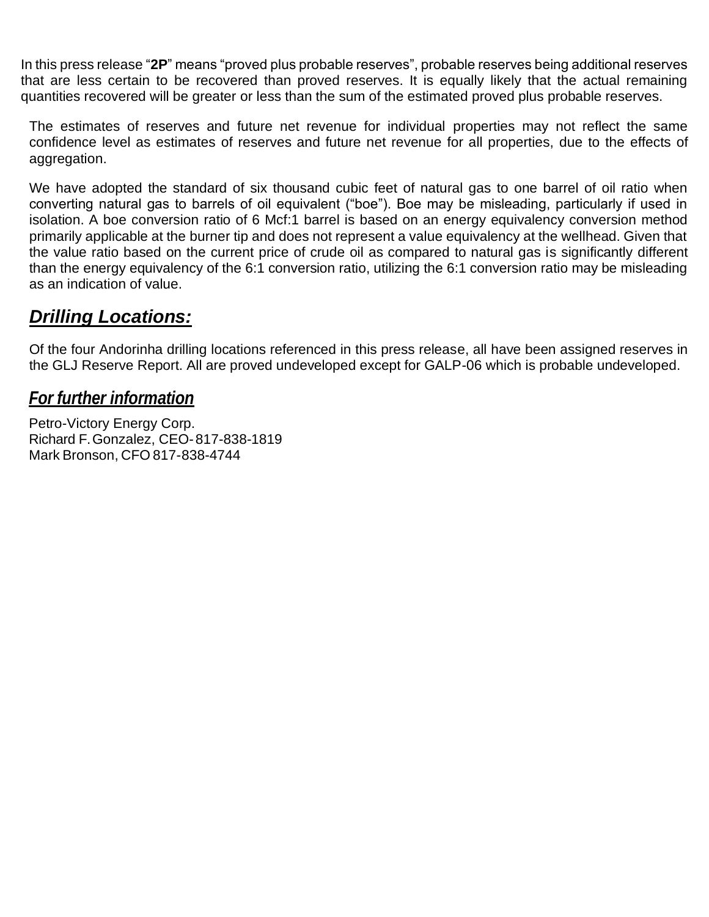In this press release "**2P**" means "proved plus probable reserves", probable reserves being additional reserves that are less certain to be recovered than proved reserves. It is equally likely that the actual remaining quantities recovered will be greater or less than the sum of the estimated proved plus probable reserves.

The estimates of reserves and future net revenue for individual properties may not reflect the same confidence level as estimates of reserves and future net revenue for all properties, due to the effects of aggregation.

We have adopted the standard of six thousand cubic feet of natural gas to one barrel of oil ratio when converting natural gas to barrels of oil equivalent ("boe"). Boe may be misleading, particularly if used in isolation. A boe conversion ratio of 6 Mcf:1 barrel is based on an energy equivalency conversion method primarily applicable at the burner tip and does not represent a value equivalency at the wellhead. Given that the value ratio based on the current price of crude oil as compared to natural gas is significantly different than the energy equivalency of the 6:1 conversion ratio, utilizing the 6:1 conversion ratio may be misleading as an indication of value.

## ***Drilling Locations:***

Of the four Andorinha drilling locations referenced in this press release, all have been assigned reserves in the GLJ Reserve Report. All are proved undeveloped except for GALP-06 which is probable undeveloped.

## ***For further information***

Petro-Victory Energy Corp.
Richard F. Gonzalez, CEO- 817-838-1819
Mark Bronson, CFO 817-838-4744